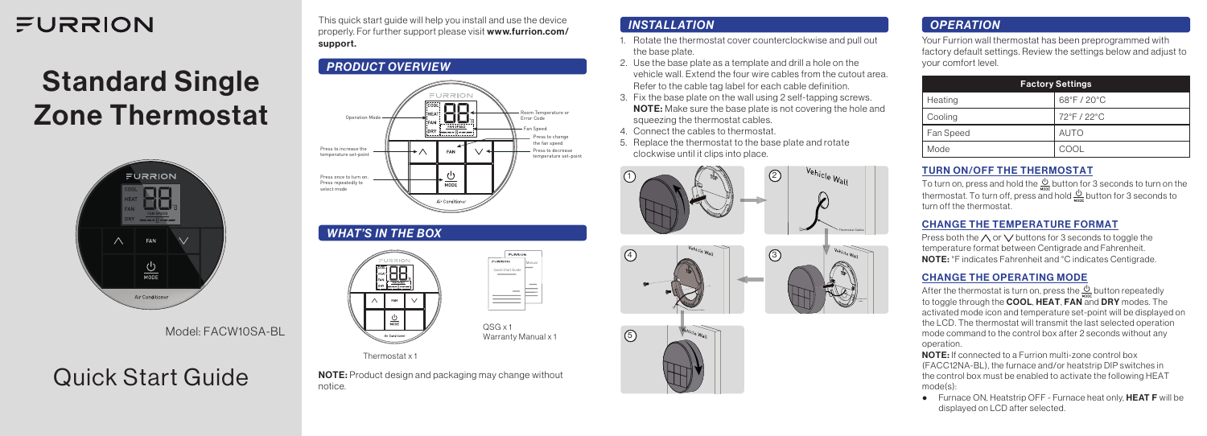FURRION

# Standard Single Zone Thermostat

Model: FACW10SA-BL

# Quick Start Guide

This quick start guide will help you install and use the device properly. For further support please visit **www.furrion.com/support.**

## PRODUCT OVERVIEW

- Operation Mode
- Room Temperature or Error Code
- Fan Speed
- Press to change the fan speed
- Press to increase the temperature set-point
- Press to decrease temperature set-point
- Press once to turn on. Press repeatedly to select mode

## WHAT'S IN THE BOX

Thermostat x 1

QSG x 1
Warranty Manual x 1

**NOTE:** Product design and packaging may change without notice.

## INSTALLATION

1. Rotate the thermostat cover counterclockwise and pull out the base plate.
2. Use the base plate as a template and drill a hole on the vehicle wall. Extend the four wire cables from the cutout area. Refer to the cable tag label for each cable definition.
3. Fix the base plate on the wall using 2 self-tapping screws. **NOTE:** Make sure the base plate is not covering the hole and squeezing the thermostat cables.
4. Connect the cables to thermostat.
5. Replace the thermostat to the base plate and rotate clockwise until it clips into place.

## OPERATION

Your Furrion wall thermostat has been preprogrammed with factory default settings. Review the settings below and adjust to your comfort level.

| Factory Settings | |
|---|---|
| Heating | 68°F / 20°C |
| Cooling | 72°F / 22°C |
| Fan Speed | AUTO |
| Mode | COOL |

### TURN ON/OFF THE THERMOSTAT

To turn on, press and hold the MODE button for 3 seconds to turn on the thermostat. To turn off, press and hold MODE button for 3 seconds to turn off the thermostat.

### CHANGE THE TEMPERATURE FORMAT

Press both the ∧ or ∨ buttons for 3 seconds to toggle the temperature format between Centigrade and Fahrenheit.
**NOTE:** °F indicates Fahrenheit and °C indicates Centigrade.

### CHANGE THE OPERATING MODE

After the thermostat is turn on, press the MODE button repeatedly to toggle through the **COOL**, **HEAT**, **FAN** and **DRY** modes. The activated mode icon and temperature set-point will be displayed on the LCD. The thermostat will transmit the last selected operation mode command to the control box after 2 seconds without any operation.

**NOTE:** If connected to a Furrion multi-zone control box (FACC12NA-BL), the furnace and/or heatstrip DIP switches in the control box must be enabled to activate the following HEAT mode(s):

- Furnace ON, Heatstrip OFF - Furnace heat only, **HEAT F** will be displayed on LCD after selected.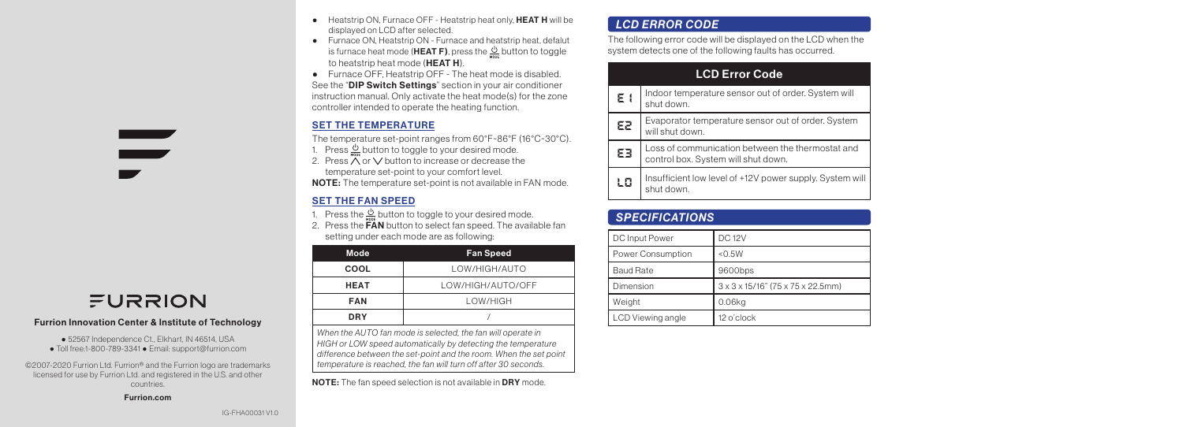FURRION

**Furrion Innovation Center & Institute of Technology**

● 52567 Independence Ct., Elkhart, IN 46514, USA
● Toll free:1-800-789-3341 ● Email: support@furrion.com

©2007-2020 Furrion Ltd. Furrion® and the Furrion logo are trademarks licensed for use by Furrion Ltd. and registered in the U.S. and other countries.

**Furrion.com**

IG-FHA00031 V1.0

- Heatstrip ON, Furnace OFF - Heatstrip heat only, **HEAT H** will be displayed on LCD after selected.
- Furnace ON, Heatstrip ON - Furnace and heatstrip heat, defalut is furnace heat mode (**HEAT F)**, press the MODE button to toggle to heatstrip heat mode (**HEAT H**).
- Furnace OFF, Heatstrip OFF - The heat mode is disabled.

See the "**DIP Switch Settings**" section in your air conditioner instruction manual. Only activate the heat mode(s) for the zone controller intended to operate the heating function.

## SET THE TEMPERATURE

The temperature set-point ranges from 60°F-86°F (16°C-30°C).

1. Press MODE button to toggle to your desired mode.
2. Press ∧ or ∨ button to increase or decrease the temperature set-point to your comfort level.

**NOTE:** The temperature set-point is not available in FAN mode.

## SET THE FAN SPEED

1. Press the MODE button to toggle to your desired mode.
2. Press the **FAN** button to select fan speed. The available fan setting under each mode are as following:

| Mode | Fan Speed |
|---|---|
| **COOL** | LOW/HIGH/AUTO |
| **HEAT** | LOW/HIGH/AUTO/OFF |
| **FAN** | LOW/HIGH |
| **DRY** | / |

*When the AUTO fan mode is selected, the fan will operate in HIGH or LOW speed automatically by detecting the temperature difference between the set-point and the room. When the set point temperature is reached, the fan will turn off after 30 seconds.*

**NOTE:** The fan speed selection is not available in **DRY** mode.

## LCD ERROR CODE

The following error code will be displayed on the LCD when the system detects one of the following faults has occurred.

| LCD Error Code | |
|---|---|
| E1 | Indoor temperature sensor out of order. System will shut down. |
| E2 | Evaporator temperature sensor out of order. System will shut down. |
| E3 | Loss of communication between the thermostat and control box. System will shut down. |
| LO | Insufficient low level of +12V power supply. System will shut down. |

## SPECIFICATIONS

| | |
|---|---|
| DC Input Power | DC 12V |
| Power Consumption | <0.5W |
| Baud Rate | 9600bps |
| Dimension | 3 x 3 x 15/16" (75 x 75 x 22.5mm) |
| Weight | 0.06kg |
| LCD Viewing angle | 12 o'clock |